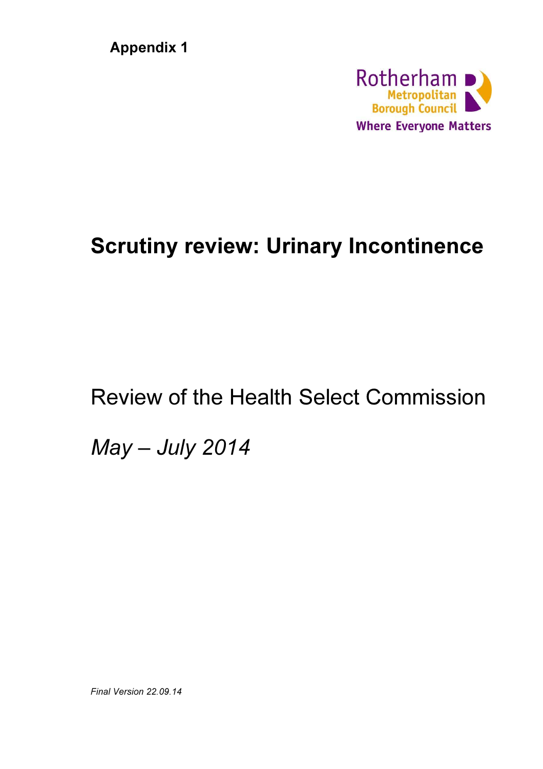**Appendix 1**

Rotherham Metropolitan Borough Council
Where Everyone Matters

# Scrutiny review: Urinary Incontinence

Review of the Health Select Commission

*May – July 2014*

*Final Version 22.09.14*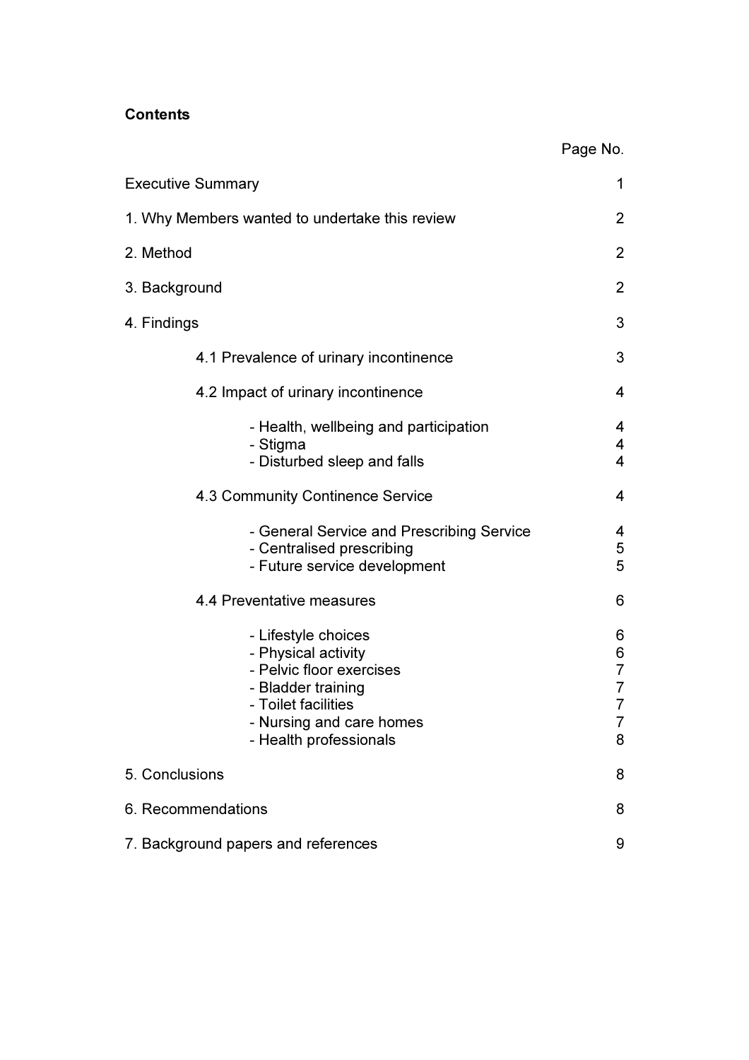**Contents**

| | Page No. |
|---|---|
| Executive Summary | 1 |
| 1. Why Members wanted to undertake this review | 2 |
| 2. Method | 2 |
| 3. Background | 2 |
| 4. Findings | 3 |
| 4.1 Prevalence of urinary incontinence | 3 |
| 4.2 Impact of urinary incontinence | 4 |
| - Health, wellbeing and participation | 4 |
| - Stigma | 4 |
| - Disturbed sleep and falls | 4 |
| 4.3 Community Continence Service | 4 |
| - General Service and Prescribing Service | 4 |
| - Centralised prescribing | 5 |
| - Future service development | 5 |
| 4.4 Preventative measures | 6 |
| - Lifestyle choices | 6 |
| - Physical activity | 6 |
| - Pelvic floor exercises | 7 |
| - Bladder training | 7 |
| - Toilet facilities | 7 |
| - Nursing and care homes | 7 |
| - Health professionals | 8 |
| 5. Conclusions | 8 |
| 6. Recommendations | 8 |
| 7. Background papers and references | 9 |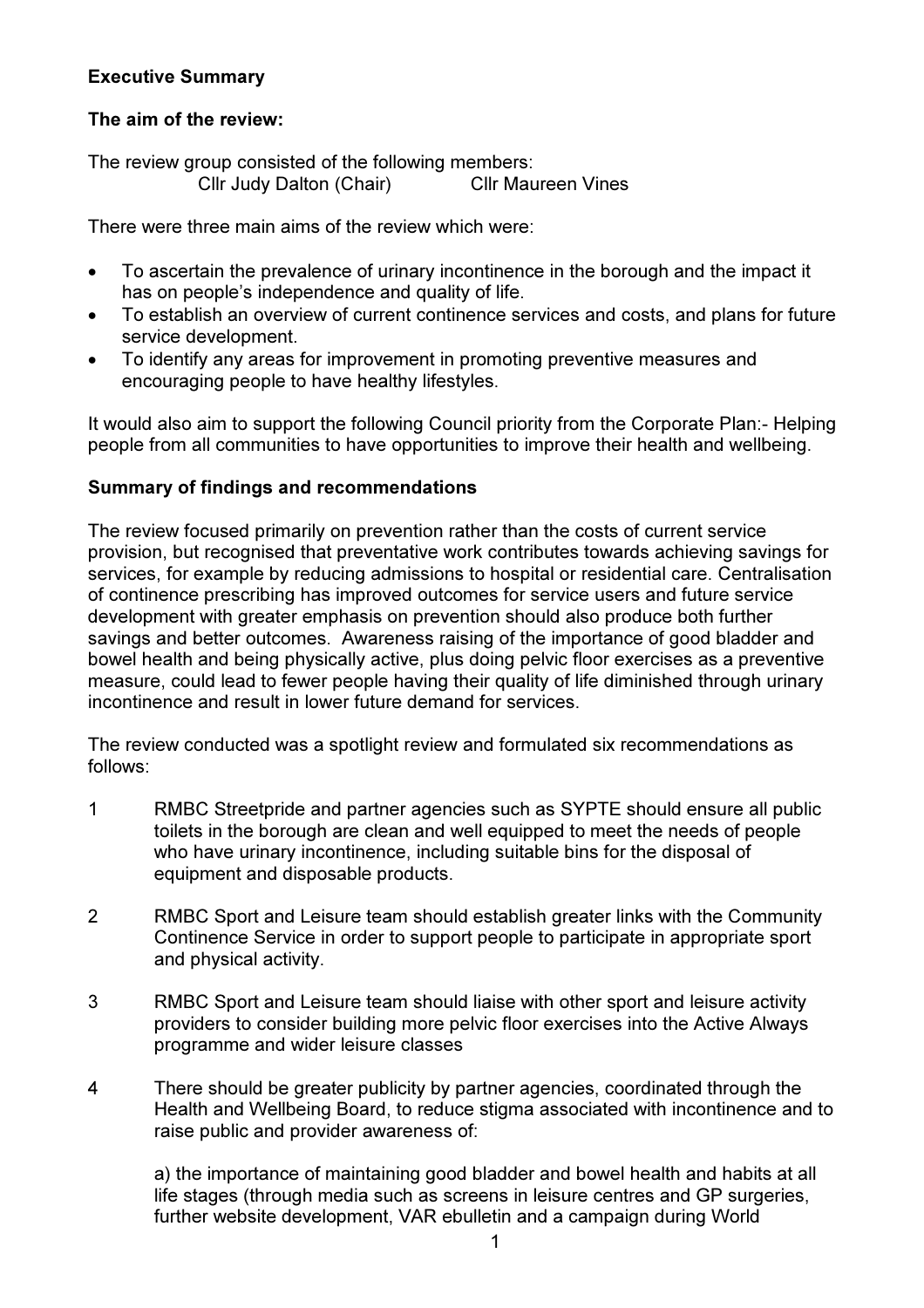**Executive Summary**

**The aim of the review:**

The review group consisted of the following members:
Cllr Judy Dalton (Chair) Cllr Maureen Vines

There were three main aims of the review which were:

- To ascertain the prevalence of urinary incontinence in the borough and the impact it has on people's independence and quality of life.
- To establish an overview of current continence services and costs, and plans for future service development.
- To identify any areas for improvement in promoting preventive measures and encouraging people to have healthy lifestyles.

It would also aim to support the following Council priority from the Corporate Plan:- Helping people from all communities to have opportunities to improve their health and wellbeing.

**Summary of findings and recommendations**

The review focused primarily on prevention rather than the costs of current service provision, but recognised that preventative work contributes towards achieving savings for services, for example by reducing admissions to hospital or residential care. Centralisation of continence prescribing has improved outcomes for service users and future service development with greater emphasis on prevention should also produce both further savings and better outcomes. Awareness raising of the importance of good bladder and bowel health and being physically active, plus doing pelvic floor exercises as a preventive measure, could lead to fewer people having their quality of life diminished through urinary incontinence and result in lower future demand for services.

The review conducted was a spotlight review and formulated six recommendations as follows:

1. RMBC Streetpride and partner agencies such as SYPTE should ensure all public toilets in the borough are clean and well equipped to meet the needs of people who have urinary incontinence, including suitable bins for the disposal of equipment and disposable products.

2. RMBC Sport and Leisure team should establish greater links with the Community Continence Service in order to support people to participate in appropriate sport and physical activity.

3. RMBC Sport and Leisure team should liaise with other sport and leisure activity providers to consider building more pelvic floor exercises into the Active Always programme and wider leisure classes

4. There should be greater publicity by partner agencies, coordinated through the Health and Wellbeing Board, to reduce stigma associated with incontinence and to raise public and provider awareness of:

   a) the importance of maintaining good bladder and bowel health and habits at all life stages (through media such as screens in leisure centres and GP surgeries, further website development, VAR ebulletin and a campaign during World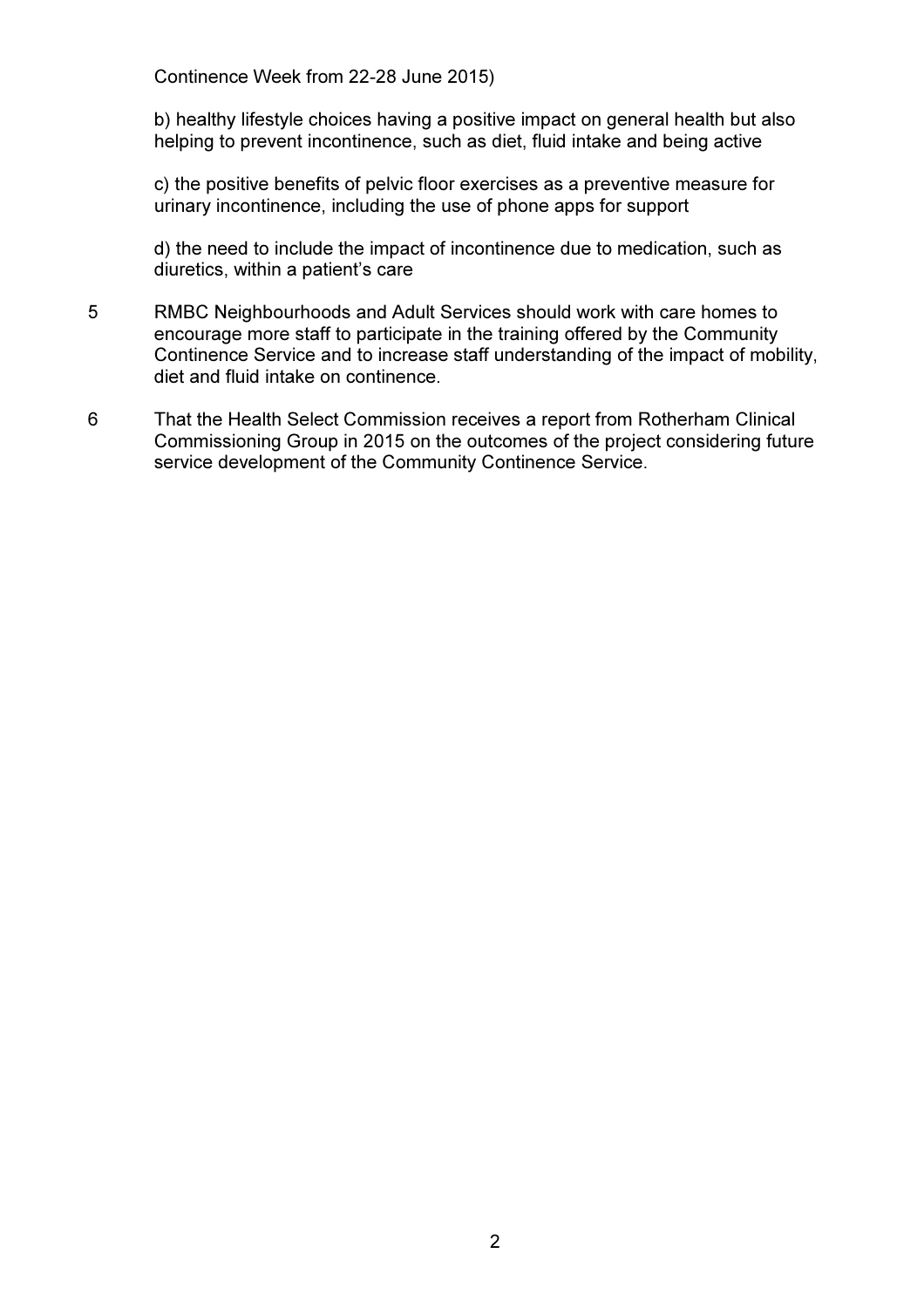Continence Week from 22-28 June 2015)

b) healthy lifestyle choices having a positive impact on general health but also helping to prevent incontinence, such as diet, fluid intake and being active

c) the positive benefits of pelvic floor exercises as a preventive measure for urinary incontinence, including the use of phone apps for support

d) the need to include the impact of incontinence due to medication, such as diuretics, within a patient's care

5 RMBC Neighbourhoods and Adult Services should work with care homes to encourage more staff to participate in the training offered by the Community Continence Service and to increase staff understanding of the impact of mobility, diet and fluid intake on continence.

6 That the Health Select Commission receives a report from Rotherham Clinical Commissioning Group in 2015 on the outcomes of the project considering future service development of the Community Continence Service.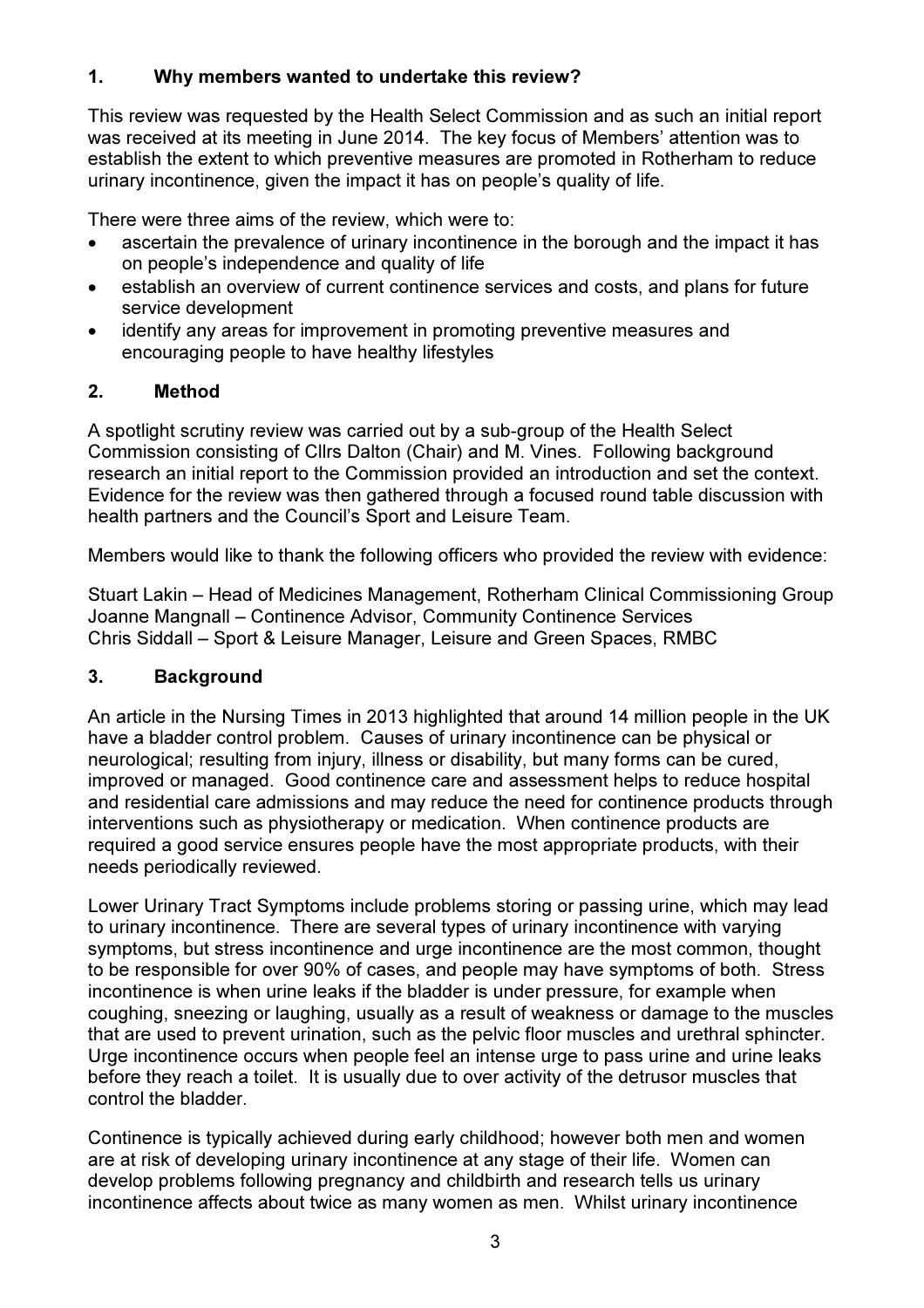## 1. Why members wanted to undertake this review?

This review was requested by the Health Select Commission and as such an initial report was received at its meeting in June 2014. The key focus of Members' attention was to establish the extent to which preventive measures are promoted in Rotherham to reduce urinary incontinence, given the impact it has on people's quality of life.

There were three aims of the review, which were to:

- ascertain the prevalence of urinary incontinence in the borough and the impact it has on people's independence and quality of life
- establish an overview of current continence services and costs, and plans for future service development
- identify any areas for improvement in promoting preventive measures and encouraging people to have healthy lifestyles

## 2. Method

A spotlight scrutiny review was carried out by a sub-group of the Health Select Commission consisting of Cllrs Dalton (Chair) and M. Vines. Following background research an initial report to the Commission provided an introduction and set the context. Evidence for the review was then gathered through a focused round table discussion with health partners and the Council's Sport and Leisure Team.

Members would like to thank the following officers who provided the review with evidence:

Stuart Lakin – Head of Medicines Management, Rotherham Clinical Commissioning Group
Joanne Mangnall – Continence Advisor, Community Continence Services
Chris Siddall – Sport & Leisure Manager, Leisure and Green Spaces, RMBC

## 3. Background

An article in the Nursing Times in 2013 highlighted that around 14 million people in the UK have a bladder control problem. Causes of urinary incontinence can be physical or neurological; resulting from injury, illness or disability, but many forms can be cured, improved or managed. Good continence care and assessment helps to reduce hospital and residential care admissions and may reduce the need for continence products through interventions such as physiotherapy or medication. When continence products are required a good service ensures people have the most appropriate products, with their needs periodically reviewed.

Lower Urinary Tract Symptoms include problems storing or passing urine, which may lead to urinary incontinence. There are several types of urinary incontinence with varying symptoms, but stress incontinence and urge incontinence are the most common, thought to be responsible for over 90% of cases, and people may have symptoms of both. Stress incontinence is when urine leaks if the bladder is under pressure, for example when coughing, sneezing or laughing, usually as a result of weakness or damage to the muscles that are used to prevent urination, such as the pelvic floor muscles and urethral sphincter. Urge incontinence occurs when people feel an intense urge to pass urine and urine leaks before they reach a toilet. It is usually due to over activity of the detrusor muscles that control the bladder.

Continence is typically achieved during early childhood; however both men and women are at risk of developing urinary incontinence at any stage of their life. Women can develop problems following pregnancy and childbirth and research tells us urinary incontinence affects about twice as many women as men. Whilst urinary incontinence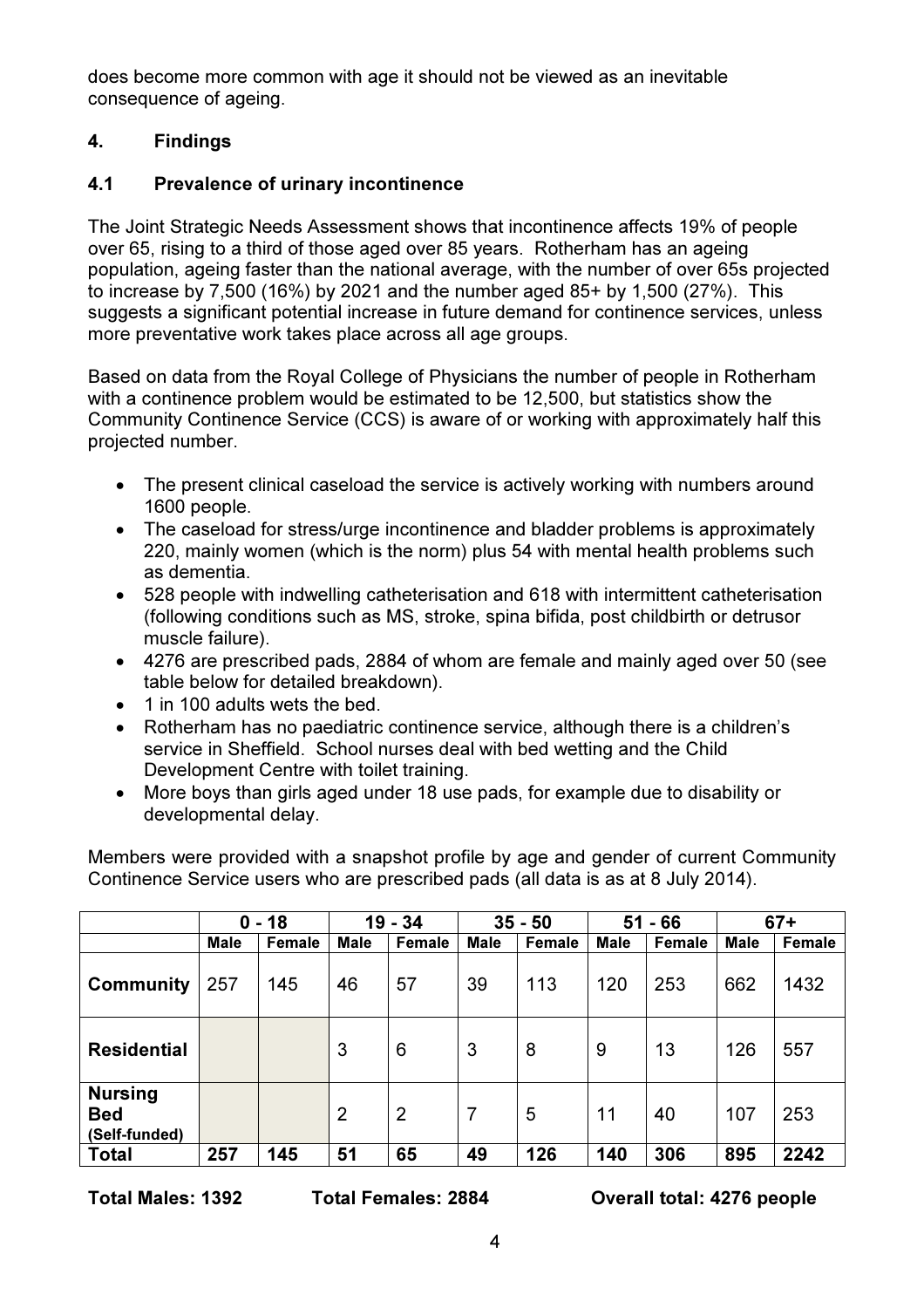does become more common with age it should not be viewed as an inevitable consequence of ageing.

## 4. Findings

### 4.1 Prevalence of urinary incontinence

The Joint Strategic Needs Assessment shows that incontinence affects 19% of people over 65, rising to a third of those aged over 85 years. Rotherham has an ageing population, ageing faster than the national average, with the number of over 65s projected to increase by 7,500 (16%) by 2021 and the number aged 85+ by 1,500 (27%). This suggests a significant potential increase in future demand for continence services, unless more preventative work takes place across all age groups.

Based on data from the Royal College of Physicians the number of people in Rotherham with a continence problem would be estimated to be 12,500, but statistics show the Community Continence Service (CCS) is aware of or working with approximately half this projected number.

- The present clinical caseload the service is actively working with numbers around 1600 people.
- The caseload for stress/urge incontinence and bladder problems is approximately 220, mainly women (which is the norm) plus 54 with mental health problems such as dementia.
- 528 people with indwelling catheterisation and 618 with intermittent catheterisation (following conditions such as MS, stroke, spina bifida, post childbirth or detrusor muscle failure).
- 4276 are prescribed pads, 2884 of whom are female and mainly aged over 50 (see table below for detailed breakdown).
- 1 in 100 adults wets the bed.
- Rotherham has no paediatric continence service, although there is a children's service in Sheffield. School nurses deal with bed wetting and the Child Development Centre with toilet training.
- More boys than girls aged under 18 use pads, for example due to disability or developmental delay.

Members were provided with a snapshot profile by age and gender of current Community Continence Service users who are prescribed pads (all data is as at 8 July 2014).

| | 0 - 18 | | 19 - 34 | | 35 - 50 | | 51 - 66 | | 67+ | |
|---|---|---|---|---|---|---|---|---|---|---|
| | **Male** | **Female** | **Male** | **Female** | **Male** | **Female** | **Male** | **Female** | **Male** | **Female** |
| **Community** | 257 | 145 | 46 | 57 | 39 | 113 | 120 | 253 | 662 | 1432 |
| **Residential** | | | 3 | 6 | 3 | 8 | 9 | 13 | 126 | 557 |
| **Nursing Bed (Self-funded)** | | | 2 | 2 | 7 | 5 | 11 | 40 | 107 | 253 |
| **Total** | **257** | **145** | **51** | **65** | **49** | **126** | **140** | **306** | **895** | **2242** |

**Total Males: 1392** **Total Females: 2884** **Overall total: 4276 people**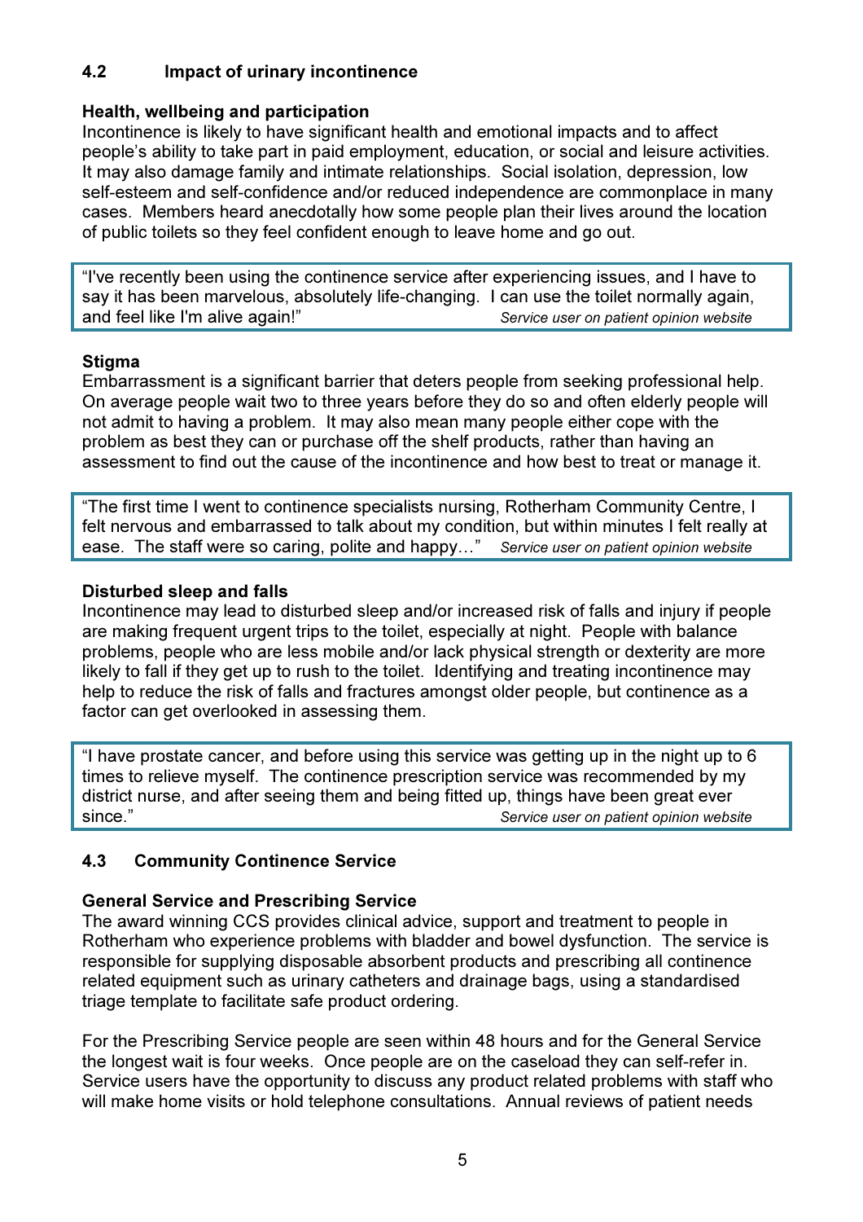### 4.2 Impact of urinary incontinence

**Health, wellbeing and participation**

Incontinence is likely to have significant health and emotional impacts and to affect people's ability to take part in paid employment, education, or social and leisure activities. It may also damage family and intimate relationships. Social isolation, depression, low self-esteem and self-confidence and/or reduced independence are commonplace in many cases. Members heard anecdotally how some people plan their lives around the location of public toilets so they feel confident enough to leave home and go out.

> "I've recently been using the continence service after experiencing issues, and I have to say it has been marvelous, absolutely life-changing. I can use the toilet normally again, and feel like I'm alive again!" *Service user on patient opinion website*

**Stigma**

Embarrassment is a significant barrier that deters people from seeking professional help. On average people wait two to three years before they do so and often elderly people will not admit to having a problem. It may also mean many people either cope with the problem as best they can or purchase off the shelf products, rather than having an assessment to find out the cause of the incontinence and how best to treat or manage it.

> "The first time I went to continence specialists nursing, Rotherham Community Centre, I felt nervous and embarrassed to talk about my condition, but within minutes I felt really at ease. The staff were so caring, polite and happy…" *Service user on patient opinion website*

**Disturbed sleep and falls**

Incontinence may lead to disturbed sleep and/or increased risk of falls and injury if people are making frequent urgent trips to the toilet, especially at night. People with balance problems, people who are less mobile and/or lack physical strength or dexterity are more likely to fall if they get up to rush to the toilet. Identifying and treating incontinence may help to reduce the risk of falls and fractures amongst older people, but continence as a factor can get overlooked in assessing them.

> "I have prostate cancer, and before using this service was getting up in the night up to 6 times to relieve myself. The continence prescription service was recommended by my district nurse, and after seeing them and being fitted up, things have been great ever since." *Service user on patient opinion website*

### 4.3 Community Continence Service

**General Service and Prescribing Service**

The award winning CCS provides clinical advice, support and treatment to people in Rotherham who experience problems with bladder and bowel dysfunction. The service is responsible for supplying disposable absorbent products and prescribing all continence related equipment such as urinary catheters and drainage bags, using a standardised triage template to facilitate safe product ordering.

For the Prescribing Service people are seen within 48 hours and for the General Service the longest wait is four weeks. Once people are on the caseload they can self-refer in. Service users have the opportunity to discuss any product related problems with staff who will make home visits or hold telephone consultations. Annual reviews of patient needs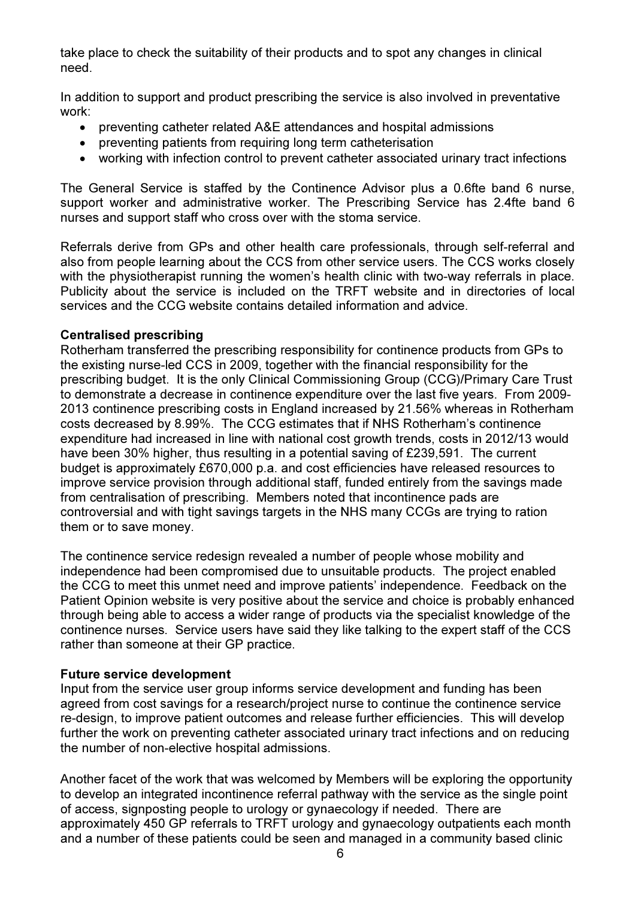take place to check the suitability of their products and to spot any changes in clinical need.

In addition to support and product prescribing the service is also involved in preventative work:

- preventing catheter related A&E attendances and hospital admissions
- preventing patients from requiring long term catheterisation
- working with infection control to prevent catheter associated urinary tract infections

The General Service is staffed by the Continence Advisor plus a 0.6fte band 6 nurse, support worker and administrative worker. The Prescribing Service has 2.4fte band 6 nurses and support staff who cross over with the stoma service.

Referrals derive from GPs and other health care professionals, through self-referral and also from people learning about the CCS from other service users. The CCS works closely with the physiotherapist running the women's health clinic with two-way referrals in place. Publicity about the service is included on the TRFT website and in directories of local services and the CCG website contains detailed information and advice.

**Centralised prescribing**
Rotherham transferred the prescribing responsibility for continence products from GPs to the existing nurse-led CCS in 2009, together with the financial responsibility for the prescribing budget. It is the only Clinical Commissioning Group (CCG)/Primary Care Trust to demonstrate a decrease in continence expenditure over the last five years. From 2009-2013 continence prescribing costs in England increased by 21.56% whereas in Rotherham costs decreased by 8.99%. The CCG estimates that if NHS Rotherham's continence expenditure had increased in line with national cost growth trends, costs in 2012/13 would have been 30% higher, thus resulting in a potential saving of £239,591. The current budget is approximately £670,000 p.a. and cost efficiencies have released resources to improve service provision through additional staff, funded entirely from the savings made from centralisation of prescribing. Members noted that incontinence pads are controversial and with tight savings targets in the NHS many CCGs are trying to ration them or to save money.

The continence service redesign revealed a number of people whose mobility and independence had been compromised due to unsuitable products. The project enabled the CCG to meet this unmet need and improve patients' independence. Feedback on the Patient Opinion website is very positive about the service and choice is probably enhanced through being able to access a wider range of products via the specialist knowledge of the continence nurses. Service users have said they like talking to the expert staff of the CCS rather than someone at their GP practice.

**Future service development**
Input from the service user group informs service development and funding has been agreed from cost savings for a research/project nurse to continue the continence service re-design, to improve patient outcomes and release further efficiencies. This will develop further the work on preventing catheter associated urinary tract infections and on reducing the number of non-elective hospital admissions.

Another facet of the work that was welcomed by Members will be exploring the opportunity to develop an integrated incontinence referral pathway with the service as the single point of access, signposting people to urology or gynaecology if needed. There are approximately 450 GP referrals to TRFT urology and gynaecology outpatients each month and a number of these patients could be seen and managed in a community based clinic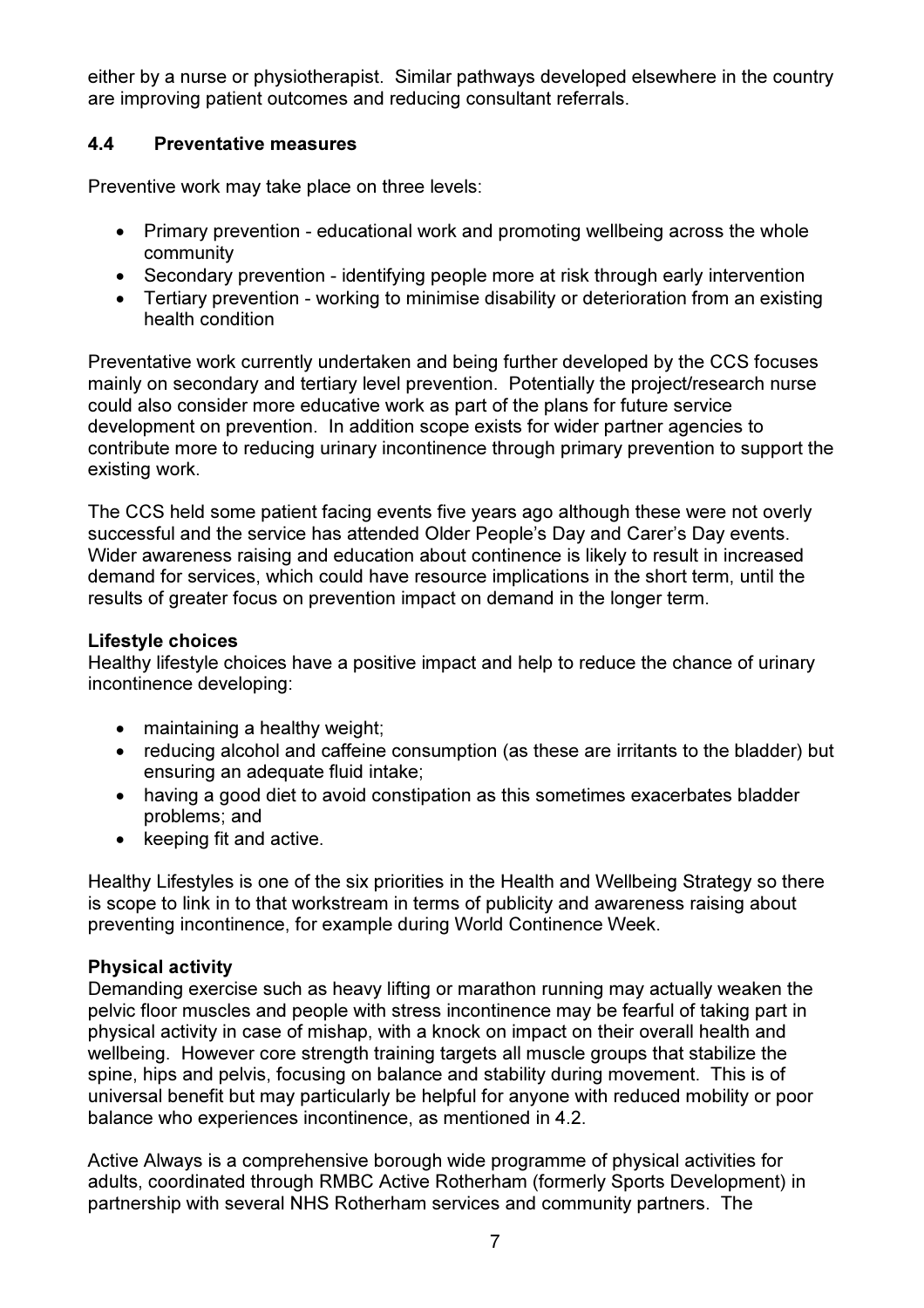either by a nurse or physiotherapist. Similar pathways developed elsewhere in the country are improving patient outcomes and reducing consultant referrals.

### 4.4 Preventative measures

Preventive work may take place on three levels:

- Primary prevention - educational work and promoting wellbeing across the whole community
- Secondary prevention - identifying people more at risk through early intervention
- Tertiary prevention - working to minimise disability or deterioration from an existing health condition

Preventative work currently undertaken and being further developed by the CCS focuses mainly on secondary and tertiary level prevention. Potentially the project/research nurse could also consider more educative work as part of the plans for future service development on prevention. In addition scope exists for wider partner agencies to contribute more to reducing urinary incontinence through primary prevention to support the existing work.

The CCS held some patient facing events five years ago although these were not overly successful and the service has attended Older People's Day and Carer's Day events. Wider awareness raising and education about continence is likely to result in increased demand for services, which could have resource implications in the short term, until the results of greater focus on prevention impact on demand in the longer term.

**Lifestyle choices**
Healthy lifestyle choices have a positive impact and help to reduce the chance of urinary incontinence developing:

- maintaining a healthy weight;
- reducing alcohol and caffeine consumption (as these are irritants to the bladder) but ensuring an adequate fluid intake;
- having a good diet to avoid constipation as this sometimes exacerbates bladder problems; and
- keeping fit and active.

Healthy Lifestyles is one of the six priorities in the Health and Wellbeing Strategy so there is scope to link in to that workstream in terms of publicity and awareness raising about preventing incontinence, for example during World Continence Week.

**Physical activity**
Demanding exercise such as heavy lifting or marathon running may actually weaken the pelvic floor muscles and people with stress incontinence may be fearful of taking part in physical activity in case of mishap, with a knock on impact on their overall health and wellbeing. However core strength training targets all muscle groups that stabilize the spine, hips and pelvis, focusing on balance and stability during movement. This is of universal benefit but may particularly be helpful for anyone with reduced mobility or poor balance who experiences incontinence, as mentioned in 4.2.

Active Always is a comprehensive borough wide programme of physical activities for adults, coordinated through RMBC Active Rotherham (formerly Sports Development) in partnership with several NHS Rotherham services and community partners. The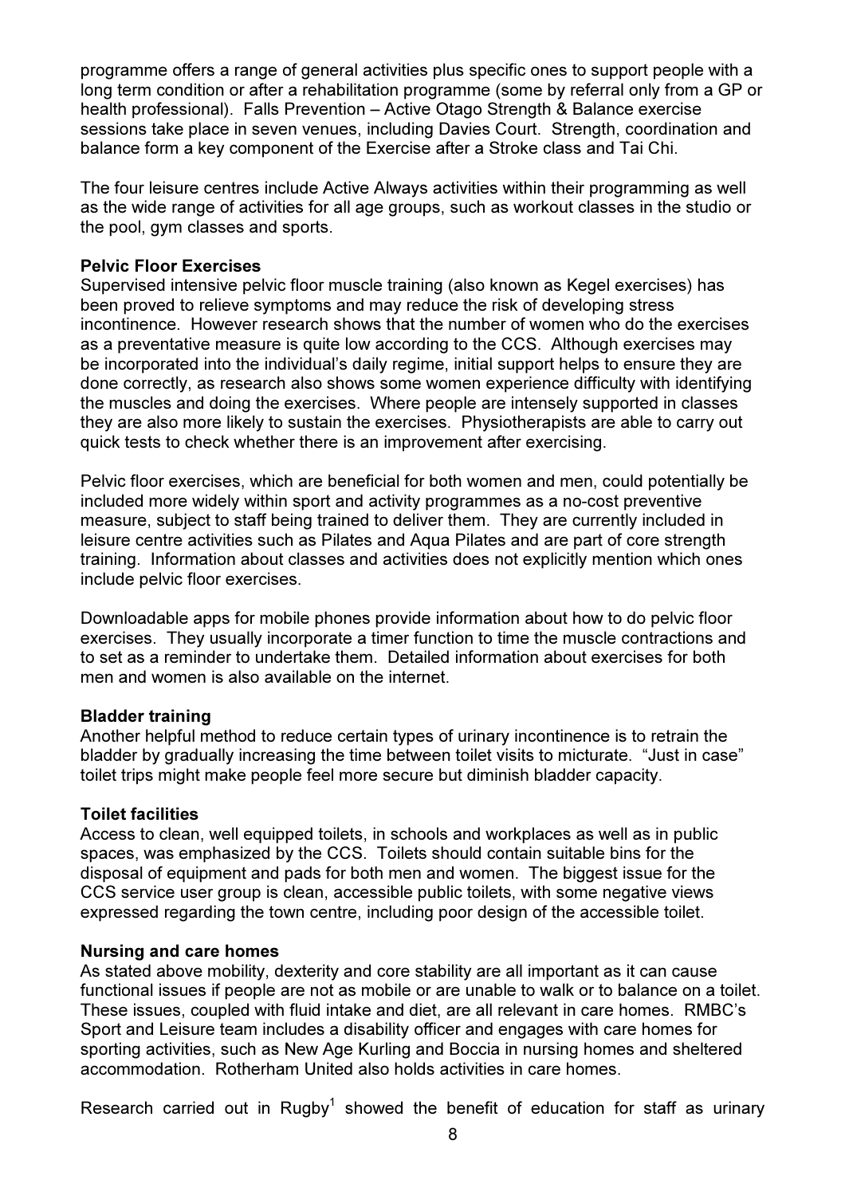programme offers a range of general activities plus specific ones to support people with a long term condition or after a rehabilitation programme (some by referral only from a GP or health professional). Falls Prevention – Active Otago Strength & Balance exercise sessions take place in seven venues, including Davies Court. Strength, coordination and balance form a key component of the Exercise after a Stroke class and Tai Chi.

The four leisure centres include Active Always activities within their programming as well as the wide range of activities for all age groups, such as workout classes in the studio or the pool, gym classes and sports.

**Pelvic Floor Exercises**

Supervised intensive pelvic floor muscle training (also known as Kegel exercises) has been proved to relieve symptoms and may reduce the risk of developing stress incontinence. However research shows that the number of women who do the exercises as a preventative measure is quite low according to the CCS. Although exercises may be incorporated into the individual's daily regime, initial support helps to ensure they are done correctly, as research also shows some women experience difficulty with identifying the muscles and doing the exercises. Where people are intensely supported in classes they are also more likely to sustain the exercises. Physiotherapists are able to carry out quick tests to check whether there is an improvement after exercising.

Pelvic floor exercises, which are beneficial for both women and men, could potentially be included more widely within sport and activity programmes as a no-cost preventive measure, subject to staff being trained to deliver them. They are currently included in leisure centre activities such as Pilates and Aqua Pilates and are part of core strength training. Information about classes and activities does not explicitly mention which ones include pelvic floor exercises.

Downloadable apps for mobile phones provide information about how to do pelvic floor exercises. They usually incorporate a timer function to time the muscle contractions and to set as a reminder to undertake them. Detailed information about exercises for both men and women is also available on the internet.

**Bladder training**

Another helpful method to reduce certain types of urinary incontinence is to retrain the bladder by gradually increasing the time between toilet visits to micturate. "Just in case" toilet trips might make people feel more secure but diminish bladder capacity.

**Toilet facilities**

Access to clean, well equipped toilets, in schools and workplaces as well as in public spaces, was emphasized by the CCS. Toilets should contain suitable bins for the disposal of equipment and pads for both men and women. The biggest issue for the CCS service user group is clean, accessible public toilets, with some negative views expressed regarding the town centre, including poor design of the accessible toilet.

**Nursing and care homes**

As stated above mobility, dexterity and core stability are all important as it can cause functional issues if people are not as mobile or are unable to walk or to balance on a toilet. These issues, coupled with fluid intake and diet, are all relevant in care homes. RMBC's Sport and Leisure team includes a disability officer and engages with care homes for sporting activities, such as New Age Kurling and Boccia in nursing homes and sheltered accommodation. Rotherham United also holds activities in care homes.

Research carried out in Rugby[1] showed the benefit of education for staff as urinary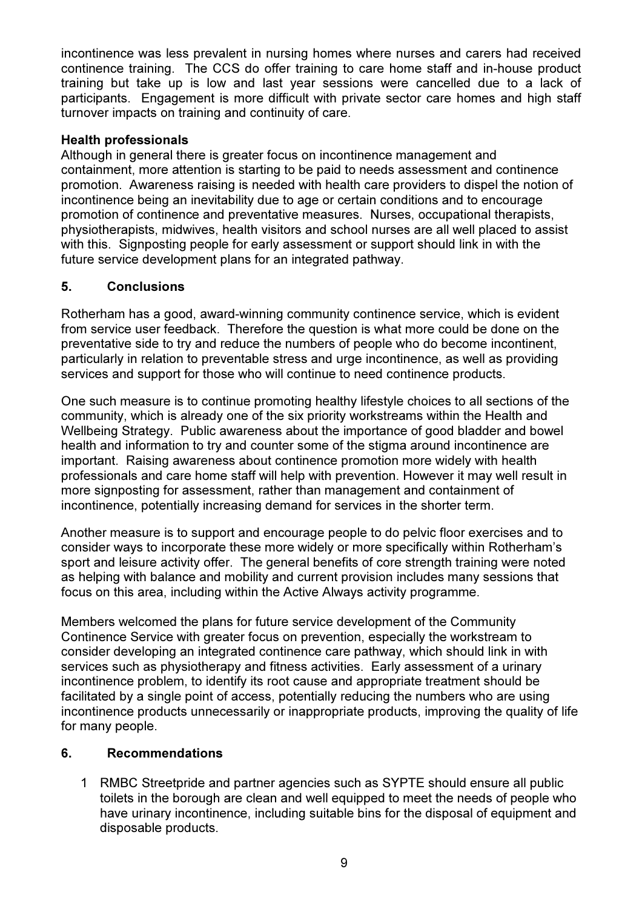incontinence was less prevalent in nursing homes where nurses and carers had received continence training. The CCS do offer training to care home staff and in-house product training but take up is low and last year sessions were cancelled due to a lack of participants. Engagement is more difficult with private sector care homes and high staff turnover impacts on training and continuity of care.

**Health professionals**

Although in general there is greater focus on incontinence management and containment, more attention is starting to be paid to needs assessment and continence promotion. Awareness raising is needed with health care providers to dispel the notion of incontinence being an inevitability due to age or certain conditions and to encourage promotion of continence and preventative measures. Nurses, occupational therapists, physiotherapists, midwives, health visitors and school nurses are all well placed to assist with this. Signposting people for early assessment or support should link in with the future service development plans for an integrated pathway.

## 5. Conclusions

Rotherham has a good, award-winning community continence service, which is evident from service user feedback. Therefore the question is what more could be done on the preventative side to try and reduce the numbers of people who do become incontinent, particularly in relation to preventable stress and urge incontinence, as well as providing services and support for those who will continue to need continence products.

One such measure is to continue promoting healthy lifestyle choices to all sections of the community, which is already one of the six priority workstreams within the Health and Wellbeing Strategy. Public awareness about the importance of good bladder and bowel health and information to try and counter some of the stigma around incontinence are important. Raising awareness about continence promotion more widely with health professionals and care home staff will help with prevention. However it may well result in more signposting for assessment, rather than management and containment of incontinence, potentially increasing demand for services in the shorter term.

Another measure is to support and encourage people to do pelvic floor exercises and to consider ways to incorporate these more widely or more specifically within Rotherham's sport and leisure activity offer. The general benefits of core strength training were noted as helping with balance and mobility and current provision includes many sessions that focus on this area, including within the Active Always activity programme.

Members welcomed the plans for future service development of the Community Continence Service with greater focus on prevention, especially the workstream to consider developing an integrated continence care pathway, which should link in with services such as physiotherapy and fitness activities. Early assessment of a urinary incontinence problem, to identify its root cause and appropriate treatment should be facilitated by a single point of access, potentially reducing the numbers who are using incontinence products unnecessarily or inappropriate products, improving the quality of life for many people.

## 6. Recommendations

1. RMBC Streetpride and partner agencies such as SYPTE should ensure all public toilets in the borough are clean and well equipped to meet the needs of people who have urinary incontinence, including suitable bins for the disposal of equipment and disposable products.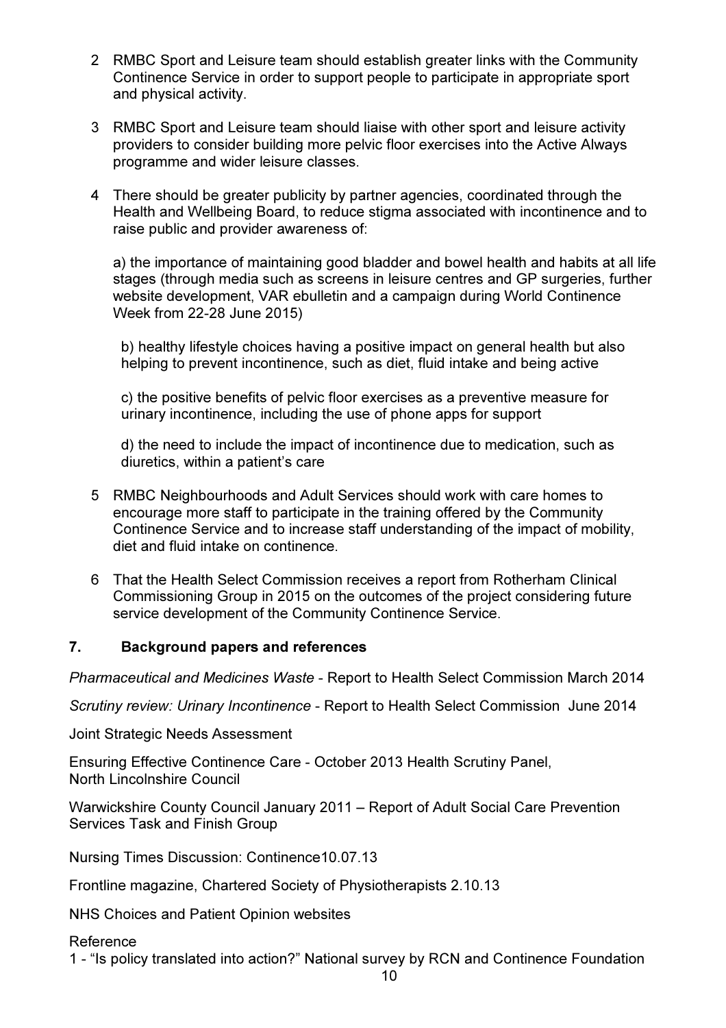2. RMBC Sport and Leisure team should establish greater links with the Community Continence Service in order to support people to participate in appropriate sport and physical activity.

3. RMBC Sport and Leisure team should liaise with other sport and leisure activity providers to consider building more pelvic floor exercises into the Active Always programme and wider leisure classes.

4. There should be greater publicity by partner agencies, coordinated through the Health and Wellbeing Board, to reduce stigma associated with incontinence and to raise public and provider awareness of:

   a) the importance of maintaining good bladder and bowel health and habits at all life stages (through media such as screens in leisure centres and GP surgeries, further website development, VAR ebulletin and a campaign during World Continence Week from 22-28 June 2015)

   b) healthy lifestyle choices having a positive impact on general health but also helping to prevent incontinence, such as diet, fluid intake and being active

   c) the positive benefits of pelvic floor exercises as a preventive measure for urinary incontinence, including the use of phone apps for support

   d) the need to include the impact of incontinence due to medication, such as diuretics, within a patient's care

5. RMBC Neighbourhoods and Adult Services should work with care homes to encourage more staff to participate in the training offered by the Community Continence Service and to increase staff understanding of the impact of mobility, diet and fluid intake on continence.

6. That the Health Select Commission receives a report from Rotherham Clinical Commissioning Group in 2015 on the outcomes of the project considering future service development of the Community Continence Service.

## 7. Background papers and references

*Pharmaceutical and Medicines Waste* - Report to Health Select Commission March 2014

*Scrutiny review: Urinary Incontinence* - Report to Health Select Commission June 2014

Joint Strategic Needs Assessment

Ensuring Effective Continence Care - October 2013 Health Scrutiny Panel, North Lincolnshire Council

Warwickshire County Council January 2011 – Report of Adult Social Care Prevention Services Task and Finish Group

Nursing Times Discussion: Continence10.07.13

Frontline magazine, Chartered Society of Physiotherapists 2.10.13

NHS Choices and Patient Opinion websites

Reference

1 - "Is policy translated into action?" National survey by RCN and Continence Foundation